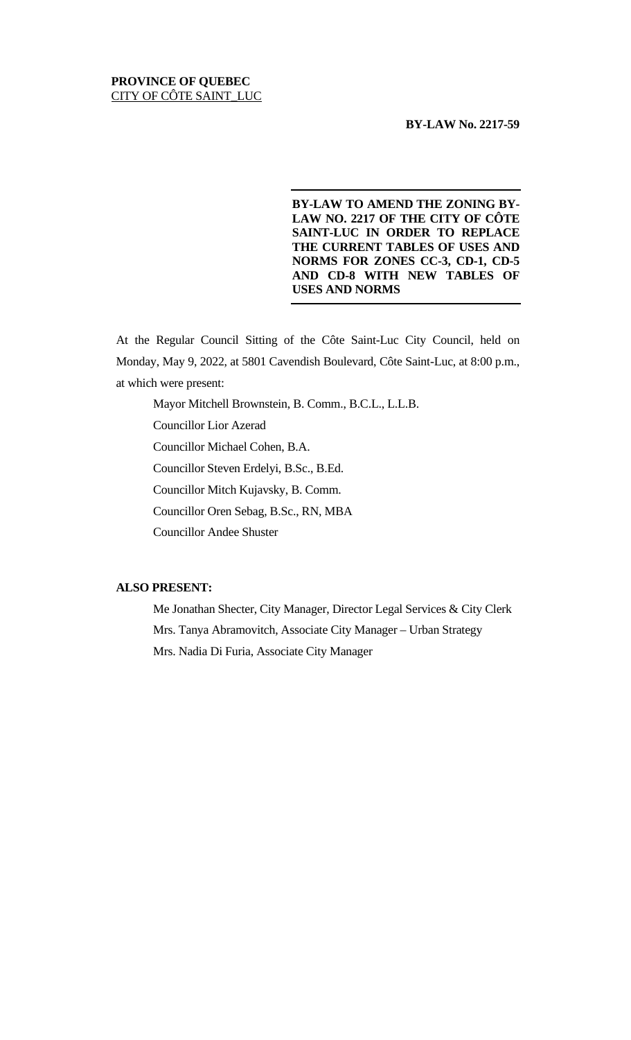**PROVINCE OF QUEBEC**
CITY OF CÔTE SAINT_LUC

**BY-LAW No. 2217-59**

---

**BY-LAW TO AMEND THE ZONING BY-LAW NO. 2217 OF THE CITY OF CÔTE SAINT-LUC IN ORDER TO REPLACE THE CURRENT TABLES OF USES AND NORMS FOR ZONES CC-3, CD-1, CD-5 AND CD-8 WITH NEW TABLES OF USES AND NORMS**

---

At the Regular Council Sitting of the Côte Saint-Luc City Council, held on Monday, May 9, 2022, at 5801 Cavendish Boulevard, Côte Saint-Luc, at 8:00 p.m., at which were present:

Mayor Mitchell Brownstein, B. Comm., B.C.L., L.L.B.

Councillor Lior Azerad

Councillor Michael Cohen, B.A.

Councillor Steven Erdelyi, B.Sc., B.Ed.

Councillor Mitch Kujavsky, B. Comm.

Councillor Oren Sebag, B.Sc., RN, MBA

Councillor Andee Shuster

**ALSO PRESENT:**

Me Jonathan Shecter, City Manager, Director Legal Services & City Clerk

Mrs. Tanya Abramovitch, Associate City Manager – Urban Strategy

Mrs. Nadia Di Furia, Associate City Manager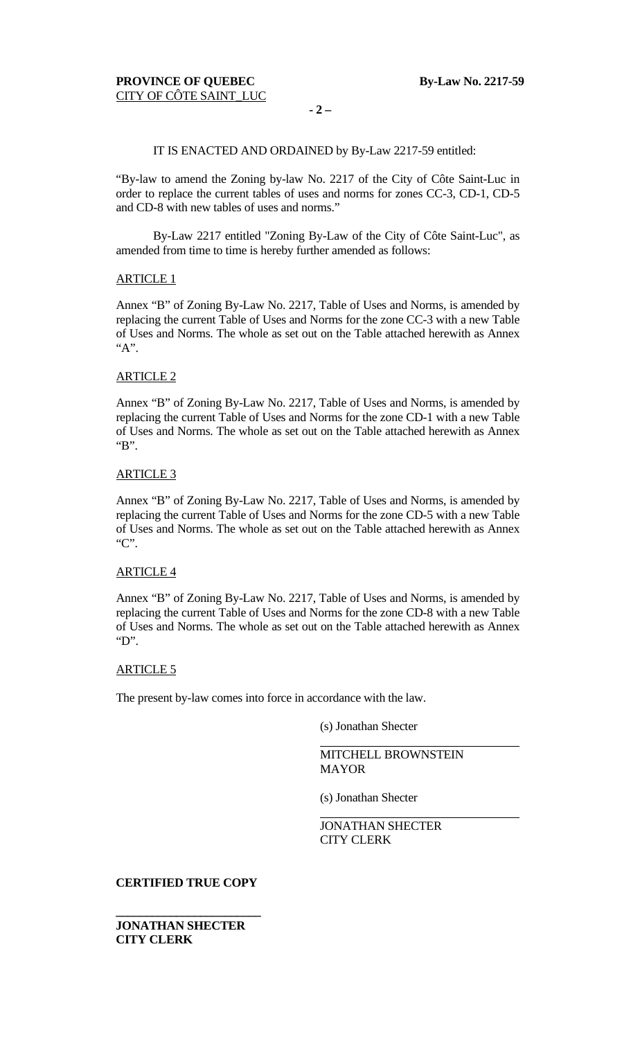**PROVINCE OF QUEBEC** **By-Law No. 2217-59**
CITY OF CÔTE SAINT_LUC

IT IS ENACTED AND ORDAINED by By-Law 2217-59 entitled:

"By-law to amend the Zoning by-law No. 2217 of the City of Côte Saint-Luc in order to replace the current tables of uses and norms for zones CC-3, CD-1, CD-5 and CD-8 with new tables of uses and norms."

By-Law 2217 entitled "Zoning By-Law of the City of Côte Saint-Luc", as amended from time to time is hereby further amended as follows:

ARTICLE 1

Annex "B" of Zoning By-Law No. 2217, Table of Uses and Norms, is amended by replacing the current Table of Uses and Norms for the zone CC-3 with a new Table of Uses and Norms. The whole as set out on the Table attached herewith as Annex "A".

ARTICLE 2

Annex "B" of Zoning By-Law No. 2217, Table of Uses and Norms, is amended by replacing the current Table of Uses and Norms for the zone CD-1 with a new Table of Uses and Norms. The whole as set out on the Table attached herewith as Annex "B".

ARTICLE 3

Annex "B" of Zoning By-Law No. 2217, Table of Uses and Norms, is amended by replacing the current Table of Uses and Norms for the zone CD-5 with a new Table of Uses and Norms. The whole as set out on the Table attached herewith as Annex "C".

ARTICLE 4

Annex "B" of Zoning By-Law No. 2217, Table of Uses and Norms, is amended by replacing the current Table of Uses and Norms for the zone CD-8 with a new Table of Uses and Norms. The whole as set out on the Table attached herewith as Annex "D".

ARTICLE 5

The present by-law comes into force in accordance with the law.

(s) Jonathan Shecter

MITCHELL BROWNSTEIN
MAYOR

(s) Jonathan Shecter

JONATHAN SHECTER
CITY CLERK

**CERTIFIED TRUE COPY**

**JONATHAN SHECTER**
**CITY CLERK**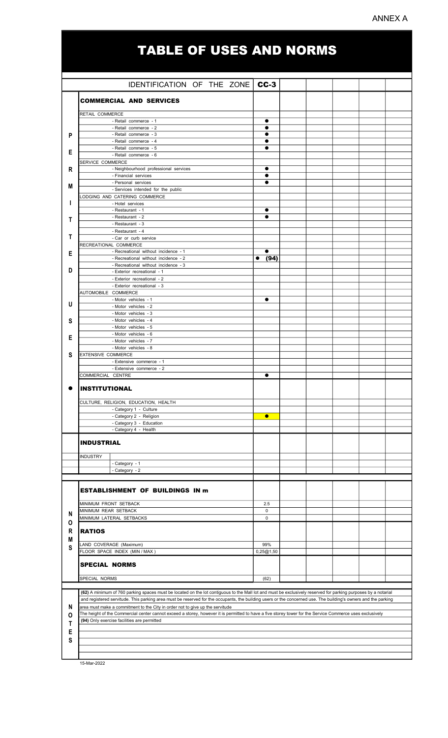ANNEX A

# TABLE OF USES AND NORMS

| | IDENTIFICATION OF THE ZONE | CC-3 | | | | | |
|---|---|---|---|---|---|---|---|
| | **COMMERCIAL AND SERVICES** | | | | | | |
| | RETAIL COMMERCE | | | | | | |
| P | - Retail commerce - 1 | ● | | | | | |
| | - Retail commerce - 2 | ● | | | | | |
| | - Retail commerce - 3 | ● | | | | | |
| E | - Retail commerce - 4 | ● | | | | | |
| | - Retail commerce - 5 | ● | | | | | |
| | - Retail commerce - 6 | | | | | | |
| | SERVICE COMMERCE | | | | | | |
| R | - Neighbourhood professional services | ● | | | | | |
| | - Financial services | ● | | | | | |
| M | - Personal services | ● | | | | | |
| | - Services intended for the public | | | | | | |
| | LODGING AND CATERING COMMERCE | | | | | | |
| I | - Hotel services | | | | | | |
| | - Restaurant - 1 | ● | | | | | |
| T | - Restaurant - 2 | ● | | | | | |
| | - Restaurant - 3 | | | | | | |
| | - Restaurant - 4 | | | | | | |
| T | - Car or curb service | | | | | | |
| | RECREATIONAL COMMERCE | | | | | | |
| E | - Recreational without incidence - 1 | ● | | | | | |
| | - Recreational without incidence - 2 | ● (94) | | | | | |
| | - Recreational without incidence - 3 | | | | | | |
| D | - Exterior recreational - 1 | | | | | | |
| | - Exterior recreational - 2 | | | | | | |
| | - Exterior recreational - 3 | | | | | | |
| | AUTOMOBILE COMMERCE | | | | | | |
| U | - Motor vehicles - 1 | ● | | | | | |
| | - Motor vehicles - 2 | | | | | | |
| | - Motor vehicles - 3 | | | | | | |
| S | - Motor vehicles - 4 | | | | | | |
| | - Motor vehicles - 5 | | | | | | |
| E | - Motor vehicles - 6 | | | | | | |
| | - Motor vehicles - 7 | | | | | | |
| | - Motor vehicles - 8 | | | | | | |
| S | EXTENSIVE COMMERCE | | | | | | |
| | - Extensive commerce - 1 | | | | | | |
| | - Extensive commerce - 2 | | | | | | |
| | COMMERCIAL CENTRE | ● | | | | | |
| ● | **INSTITUTIONAL** | | | | | | |
| | CULTURE, RELIGION, EDUCATION, HEALTH | | | | | | |
| | - Category 1 - Culture | | | | | | |
| | - Category 2 - Religion | ● | | | | | |
| | - Category 3 - Education | | | | | | |
| | - Category 4 - Health | | | | | | |
| | **INDUSTRIAL** | | | | | | |
| | INDUSTRY | | | | | | |
| | - Category - 1 | | | | | | |
| | - Category - 2 | | | | | | |
| | **ESTABLISHMENT OF BUILDINGS IN m** | | | | | | |
| N | MINIMUM FRONT SETBACK | 2.5 | | | | | |
| O | MINIMUM REAR SETBACK | 0 | | | | | |
| R | MINIMUM LATERAL SETBACKS | 0 | | | | | |
| M | **RATIOS** | | | | | | |
| S | LAND COVERAGE (Maximum) | 99% | | | | | |
| | FLOOR SPACE INDEX (MIN / MAX ) | 0,25@1,50 | | | | | |
| | **SPECIAL NORMS** | | | | | | |
| | SPECIAL NORMS | (62) | | | | | |

## NOTES

**(62)** A minimum of 760 parking spaces must be located on the lot contiguous to the Mall lot and must be exclusively reserved for parking purposes by a notarial and registered servitude. This parking area must be reserved for the occupants, the building users or the concerned use. The building's owners and the parking area must make a commitment to the City in order not to give up the servitude

The height of the Commercial center cannot exceed a storey, however it is permitted to have a five storey tower for the Service Commerce uses exclusively

**(94)** Only exercise facilities are permitted

15-Mar-2022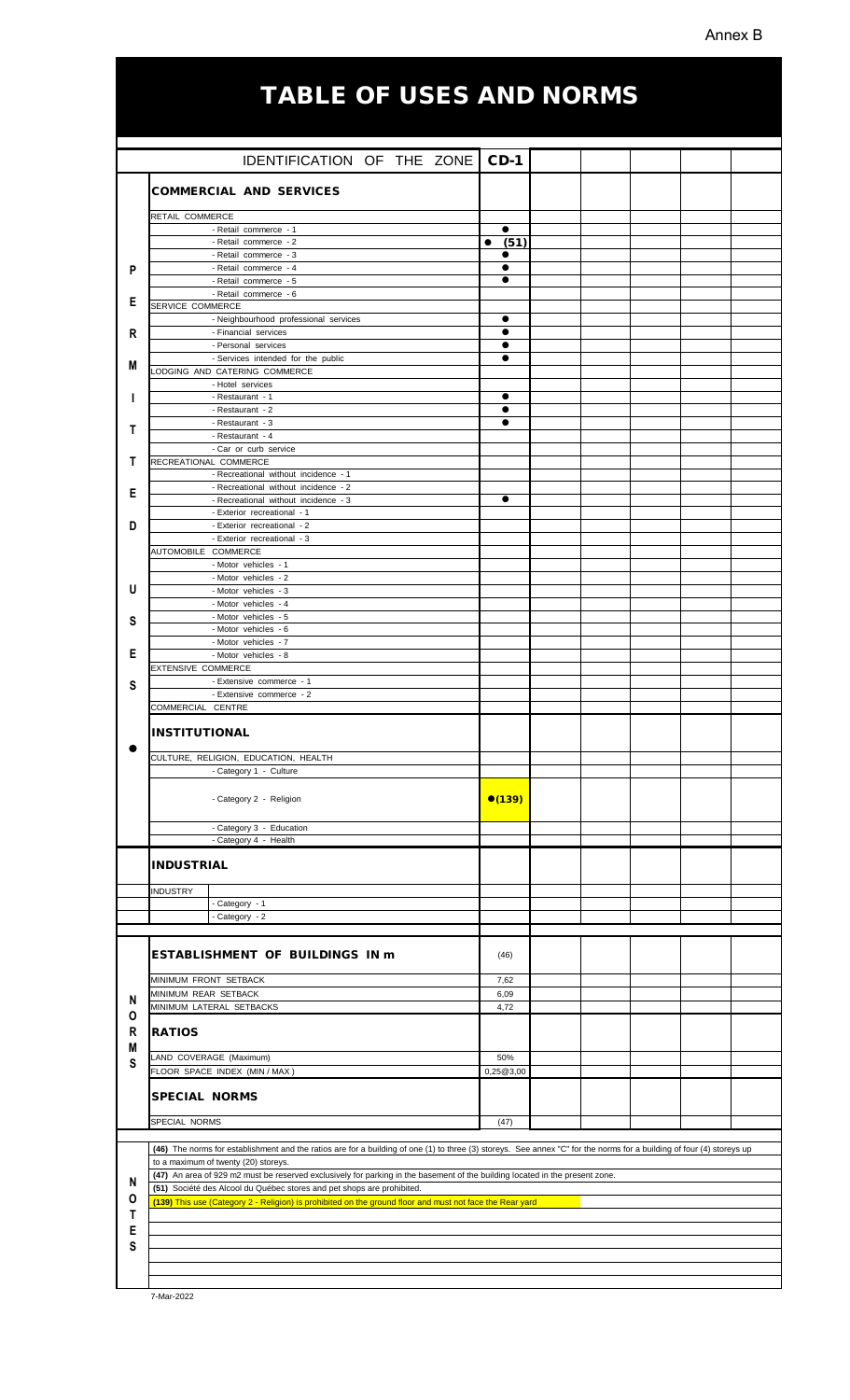Annex B

# TABLE OF USES AND NORMS

| IDENTIFICATION OF THE ZONE | CD-1 | | | | | |
|---|---|---|---|---|---|---|
| **PERMITTED USES** | | | | | | |
| **COMMERCIAL AND SERVICES** | | | | | | |
| RETAIL COMMERCE | | | | | | |
| - Retail commerce - 1 | ● | | | | | |
| - Retail commerce - 2 | ● (51) | | | | | |
| - Retail commerce - 3 | ● | | | | | |
| - Retail commerce - 4 | ● | | | | | |
| - Retail commerce - 5 | ● | | | | | |
| - Retail commerce - 6 | | | | | | |
| SERVICE COMMERCE | | | | | | |
| - Neighbourhood professional services | ● | | | | | |
| - Financial services | ● | | | | | |
| - Personal services | ● | | | | | |
| - Services intended for the public | ● | | | | | |
| LODGING AND CATERING COMMERCE | | | | | | |
| - Hotel services | | | | | | |
| - Restaurant - 1 | ● | | | | | |
| - Restaurant - 2 | ● | | | | | |
| - Restaurant - 3 | ● | | | | | |
| - Restaurant - 4 | | | | | | |
| - Car or curb service | | | | | | |
| RECREATIONAL COMMERCE | | | | | | |
| - Recreational without incidence - 1 | | | | | | |
| - Recreational without incidence - 2 | | | | | | |
| - Recreational without incidence - 3 | ● | | | | | |
| - Exterior recreational - 1 | | | | | | |
| - Exterior recreational - 2 | | | | | | |
| - Exterior recreational - 3 | | | | | | |
| AUTOMOBILE COMMERCE | | | | | | |
| - Motor vehicles - 1 | | | | | | |
| - Motor vehicles - 2 | | | | | | |
| - Motor vehicles - 3 | | | | | | |
| - Motor vehicles - 4 | | | | | | |
| - Motor vehicles - 5 | | | | | | |
| - Motor vehicles - 6 | | | | | | |
| - Motor vehicles - 7 | | | | | | |
| - Motor vehicles - 8 | | | | | | |
| EXTENSIVE COMMERCE | | | | | | |
| - Extensive commerce - 1 | | | | | | |
| - Extensive commerce - 2 | | | | | | |
| COMMERCIAL CENTRE | | | | | | |
| **INSTITUTIONAL** | | | | | | |
| CULTURE, RELIGION, EDUCATION, HEALTH | | | | | | |
| - Category 1 - Culture | | | | | | |
| - Category 2 - Religion | ●(139) | | | | | |
| - Category 3 - Education | | | | | | |
| - Category 4 - Health | | | | | | |
| **INDUSTRIAL** | | | | | | |
| INDUSTRY | | | | | | |
| - Category - 1 | | | | | | |
| - Category - 2 | | | | | | |
| **NORMS** | | | | | | |
| **ESTABLISHMENT OF BUILDINGS IN m** | (46) | | | | | |
| MINIMUM FRONT SETBACK | 7,62 | | | | | |
| MINIMUM REAR SETBACK | 6,09 | | | | | |
| MINIMUM LATERAL SETBACKS | 4,72 | | | | | |
| **RATIOS** | | | | | | |
| LAND COVERAGE (Maximum) | 50% | | | | | |
| FLOOR SPACE INDEX (MIN / MAX) | 0,25@3,00 | | | | | |
| **SPECIAL NORMS** | | | | | | |
| SPECIAL NORMS | (47) | | | | | |

**NOTES**

**(46)** The norms for establishment and the ratios are for a building of one (1) to three (3) storeys. See annex "C" for the norms for a building of four (4) storeys up to a maximum of twenty (20) storeys.

**(47)** An area of 929 m2 must be reserved exclusively for parking in the basement of the building located in the present zone.

**(51)** Société des Alcool du Québec stores and pet shops are prohibited.

**(139)** This use (Category 2 - Religion) is prohibited on the ground floor and must not face the Rear yard

7-Mar-2022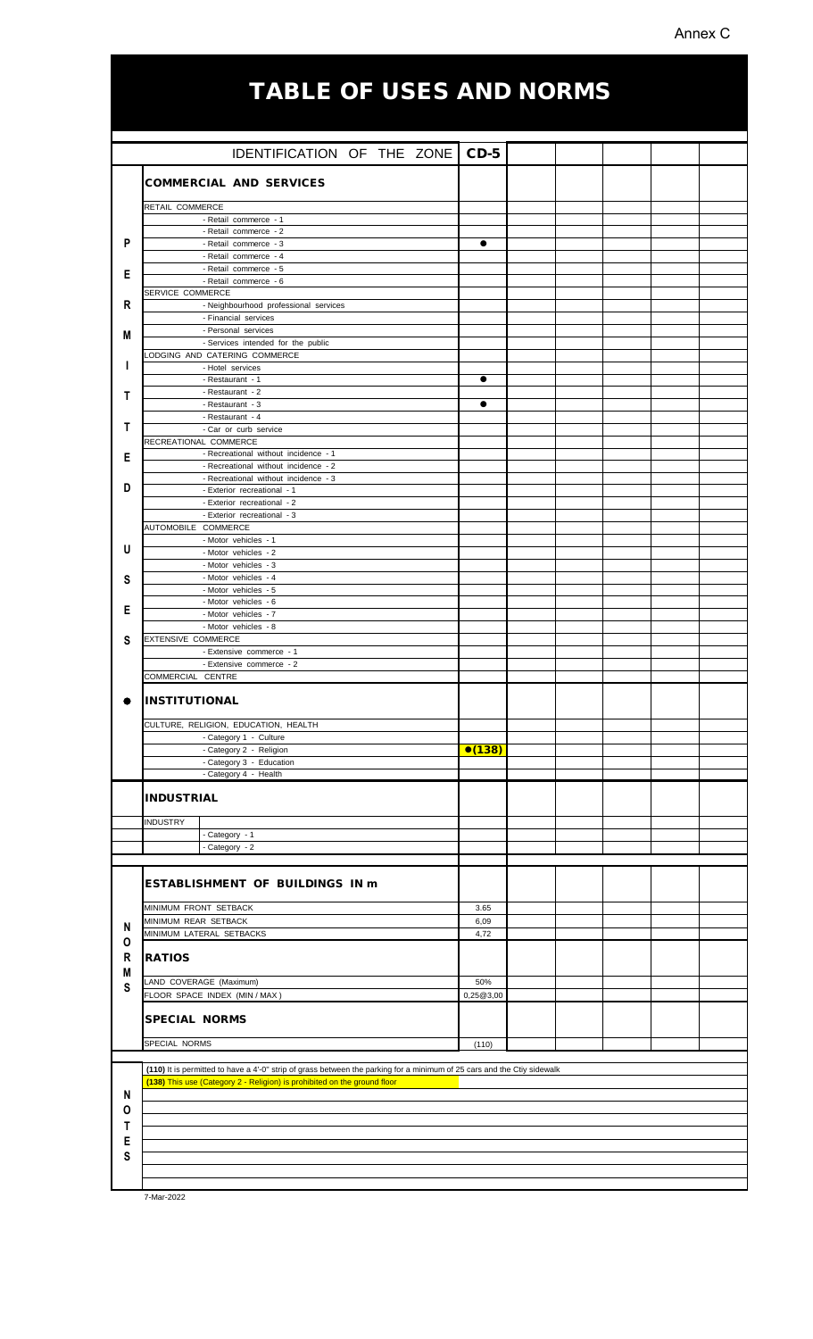Annex C

# TABLE OF USES AND NORMS

| | IDENTIFICATION OF THE ZONE | CD-5 | | | | | |
|---|---|---|---|---|---|---|---|
| | **COMMERCIAL AND SERVICES** | | | | | | |
| | RETAIL COMMERCE | | | | | | |
| | - Retail commerce - 1 | | | | | | |
| | - Retail commerce - 2 | | | | | | |
| P | - Retail commerce - 3 | ● | | | | | |
| | - Retail commerce - 4 | | | | | | |
| E | - Retail commerce - 5 | | | | | | |
| | - Retail commerce - 6 | | | | | | |
| | SERVICE COMMERCE | | | | | | |
| R | - Neighbourhood professional services | | | | | | |
| | - Financial services | | | | | | |
| M | - Personal services | | | | | | |
| | - Services intended for the public | | | | | | |
| | LODGING AND CATERING COMMERCE | | | | | | |
| I | - Hotel services | | | | | | |
| | - Restaurant - 1 | ● | | | | | |
| T | - Restaurant - 2 | | | | | | |
| | - Restaurant - 3 | ● | | | | | |
| | - Restaurant - 4 | | | | | | |
| T | - Car or curb service | | | | | | |
| | RECREATIONAL COMMERCE | | | | | | |
| E | - Recreational without incidence - 1 | | | | | | |
| | - Recreational without incidence - 2 | | | | | | |
| | - Recreational without incidence - 3 | | | | | | |
| D | - Exterior recreational - 1 | | | | | | |
| | - Exterior recreational - 2 | | | | | | |
| | - Exterior recreational - 3 | | | | | | |
| | AUTOMOBILE COMMERCE | | | | | | |
| U | - Motor vehicles - 1 | | | | | | |
| | - Motor vehicles - 2 | | | | | | |
| | - Motor vehicles - 3 | | | | | | |
| S | - Motor vehicles - 4 | | | | | | |
| | - Motor vehicles - 5 | | | | | | |
| E | - Motor vehicles - 6 | | | | | | |
| | - Motor vehicles - 7 | | | | | | |
| | - Motor vehicles - 8 | | | | | | |
| S | EXTENSIVE COMMERCE | | | | | | |
| | - Extensive commerce - 1 | | | | | | |
| | - Extensive commerce - 2 | | | | | | |
| | COMMERCIAL CENTRE | | | | | | |
| ● | **INSTITUTIONAL** | | | | | | |
| | CULTURE, RELIGION, EDUCATION, HEALTH | | | | | | |
| | - Category 1 - Culture | | | | | | |
| | - Category 2 - Religion | ●(138) | | | | | |
| | - Category 3 - Education | | | | | | |
| | - Category 4 - Health | | | | | | |
| | **INDUSTRIAL** | | | | | | |
| | INDUSTRY | | | | | | |
| | - Category - 1 | | | | | | |
| | - Category - 2 | | | | | | |
| | **ESTABLISHMENT OF BUILDINGS IN m** | | | | | | |
| | MINIMUM FRONT SETBACK | 3.65 | | | | | |
| N | MINIMUM REAR SETBACK | 6,09 | | | | | |
| O | MINIMUM LATERAL SETBACKS | 4,72 | | | | | |
| R | **RATIOS** | | | | | | |
| M | LAND COVERAGE (Maximum) | 50% | | | | | |
| S | FLOOR SPACE INDEX (MIN / MAX) | 0,25@3,00 | | | | | |
| | **SPECIAL NORMS** | | | | | | |
| | SPECIAL NORMS | (110) | | | | | |

**NOTES**

**(110)** It is permitted to have a 4'-0" strip of grass between the parking for a minimum of 25 cars and the Ctiy sidewalk

**(138)** This use (Category 2 - Religion) is prohibited on the ground floor

7-Mar-2022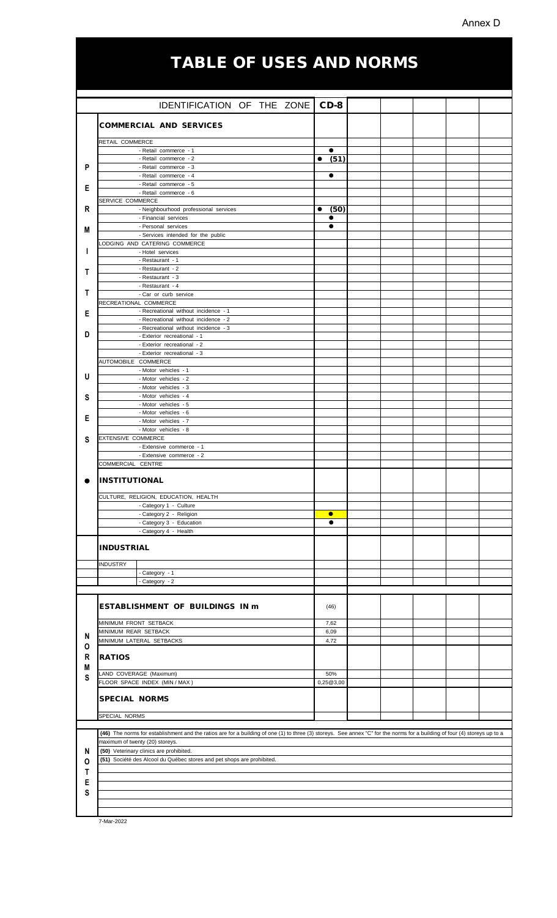Annex D

# TABLE OF USES AND NORMS

| IDENTIFICATION OF THE ZONE | CD-8 | | | | | |
|---|---|---|---|---|---|---|
| **COMMERCIAL AND SERVICES** | | | | | | |
| RETAIL COMMERCE | | | | | | |
| - Retail commerce - 1 | ● | | | | | |
| - Retail commerce - 2 | ● (51) | | | | | |
| - Retail commerce - 3 | | | | | | |
| - Retail commerce - 4 | ● | | | | | |
| - Retail commerce - 5 | | | | | | |
| - Retail commerce - 6 | | | | | | |
| SERVICE COMMERCE | | | | | | |
| - Neighbourhood professional services | ● (50) | | | | | |
| - Financial services | ● | | | | | |
| - Personal services | ● | | | | | |
| - Services intended for the public | | | | | | |
| LODGING AND CATERING COMMERCE | | | | | | |
| - Hotel services | | | | | | |
| - Restaurant - 1 | | | | | | |
| - Restaurant - 2 | | | | | | |
| - Restaurant - 3 | | | | | | |
| - Restaurant - 4 | | | | | | |
| - Car or curb service | | | | | | |
| RECREATIONAL COMMERCE | | | | | | |
| - Recreational without incidence - 1 | | | | | | |
| - Recreational without incidence - 2 | | | | | | |
| - Recreational without incidence - 3 | | | | | | |
| - Exterior recreational - 1 | | | | | | |
| - Exterior recreational - 2 | | | | | | |
| - Exterior recreational - 3 | | | | | | |
| AUTOMOBILE COMMERCE | | | | | | |
| - Motor vehicles - 1 | | | | | | |
| - Motor vehicles - 2 | | | | | | |
| - Motor vehicles - 3 | | | | | | |
| - Motor vehicles - 4 | | | | | | |
| - Motor vehicles - 5 | | | | | | |
| - Motor vehicles - 6 | | | | | | |
| - Motor vehicles - 7 | | | | | | |
| - Motor vehicles - 8 | | | | | | |
| EXTENSIVE COMMERCE | | | | | | |
| - Extensive commerce - 1 | | | | | | |
| - Extensive commerce - 2 | | | | | | |
| COMMERCIAL CENTRE | | | | | | |
| **INSTITUTIONAL** | | | | | | |
| CULTURE, RELIGION, EDUCATION, HEALTH | | | | | | |
| - Category 1 - Culture | | | | | | |
| - Category 2 - Religion | ● | | | | | |
| - Category 3 - Education | ● | | | | | |
| - Category 4 - Health | | | | | | |
| **INDUSTRIAL** | | | | | | |
| INDUSTRY | | | | | | |
| - Category - 1 | | | | | | |
| - Category - 2 | | | | | | |
| **ESTABLISHMENT OF BUILDINGS IN m** | (46) | | | | | |
| MINIMUM FRONT SETBACK | 7,62 | | | | | |
| MINIMUM REAR SETBACK | 6,09 | | | | | |
| MINIMUM LATERAL SETBACKS | 4,72 | | | | | |
| **RATIOS** | | | | | | |
| LAND COVERAGE (Maximum) | 50% | | | | | |
| FLOOR SPACE INDEX (MIN / MAX) | 0,25@3,00 | | | | | |
| **SPECIAL NORMS** | | | | | | |
| SPECIAL NORMS | | | | | | |

**NOTES**

**(46)** The norms for establishment and the ratios are for a building of one (1) to three (3) storeys. See annex "C" for the norms for a building of four (4) storeys up to a maximum of twenty (20) storeys.

**(50)** Veterinary clinics are prohibited.

**(51)** Société des Alcool du Québec stores and pet shops are prohibited.

7-Mar-2022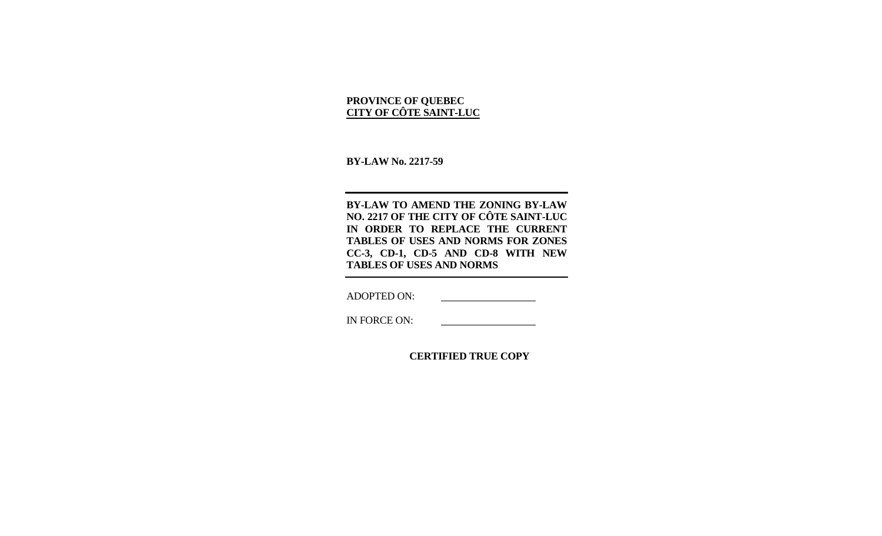**PROVINCE OF QUEBEC**
**CITY OF CÔTE SAINT-LUC**

**BY-LAW No. 2217-59**

---

**BY-LAW TO AMEND THE ZONING BY-LAW NO. 2217 OF THE CITY OF CÔTE SAINT-LUC IN ORDER TO REPLACE THE CURRENT TABLES OF USES AND NORMS FOR ZONES CC-3, CD-1, CD-5 AND CD-8 WITH NEW TABLES OF USES AND NORMS**

---

ADOPTED ON: ____________________

IN FORCE ON: ____________________

**CERTIFIED TRUE COPY**